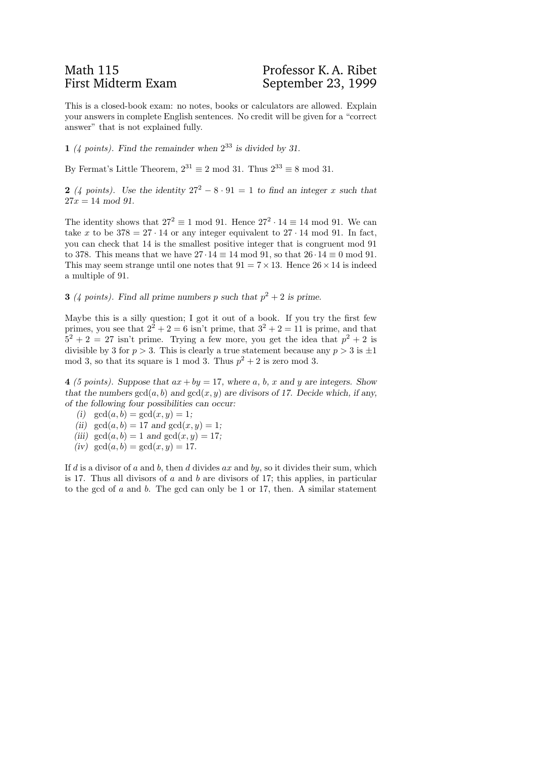Math 115 — Professor K. A. Ribet

First Midterm Exam — September 23, 1999

This is a closed-book exam: no notes, books or calculators are allowed. Explain your answers in complete English sentences. No credit will be given for a "correct answer" that is not explained fully.

**1** *(4 points). Find the remainder when $2^{33}$ is divided by 31.*

By Fermat's Little Theorem, $2^{31} \equiv 2 \bmod 31$. Thus $2^{33} \equiv 8 \bmod 31$.

**2** *(4 points). Use the identity $27^2 - 8 \cdot 91 = 1$ to find an integer $x$ such that $27x = 14 \bmod 91$.*

The identity shows that $27^2 \equiv 1 \bmod 91$. Hence $27^2 \cdot 14 \equiv 14 \bmod 91$. We can take $x$ to be $378 = 27 \cdot 14$ or any integer equivalent to $27 \cdot 14 \bmod 91$. In fact, you can check that 14 is the smallest positive integer that is congruent mod 91 to 378. This means that we have $27 \cdot 14 \equiv 14 \bmod 91$, so that $26 \cdot 14 \equiv 0 \bmod 91$. This may seem strange until one notes that $91 = 7 \times 13$. Hence $26 \times 14$ is indeed a multiple of 91.

**3** *(4 points). Find all prime numbers $p$ such that $p^2 + 2$ is prime.*

Maybe this is a silly question; I got it out of a book. If you try the first few primes, you see that $2^2 + 2 = 6$ isn't prime, that $3^2 + 2 = 11$ is prime, and that $5^2 + 2 = 27$ isn't prime. Trying a few more, you get the idea that $p^2 + 2$ is divisible by 3 for $p > 3$. This is clearly a true statement because any $p > 3$ is $\pm 1$ mod 3, so that its square is 1 mod 3. Thus $p^2 + 2$ is zero mod 3.

**4** *(5 points). Suppose that $ax + by = 17$, where $a$, $b$, $x$ and $y$ are integers. Show that the numbers $\gcd(a, b)$ and $\gcd(x, y)$ are divisors of 17. Decide which, if any, of the following four possibilities can occur:*

*(i)* $\gcd(a, b) = \gcd(x, y) = 1$;
*(ii)* $\gcd(a, b) = 17$ *and* $\gcd(x, y) = 1$;
*(iii)* $\gcd(a, b) = 1$ *and* $\gcd(x, y) = 17$;
*(iv)* $\gcd(a, b) = \gcd(x, y) = 17$.

If $d$ is a divisor of $a$ and $b$, then $d$ divides $ax$ and $by$, so it divides their sum, which is 17. Thus all divisors of $a$ and $b$ are divisors of 17; this applies, in particular to the gcd of $a$ and $b$. The gcd can only be 1 or 17, then. A similar statement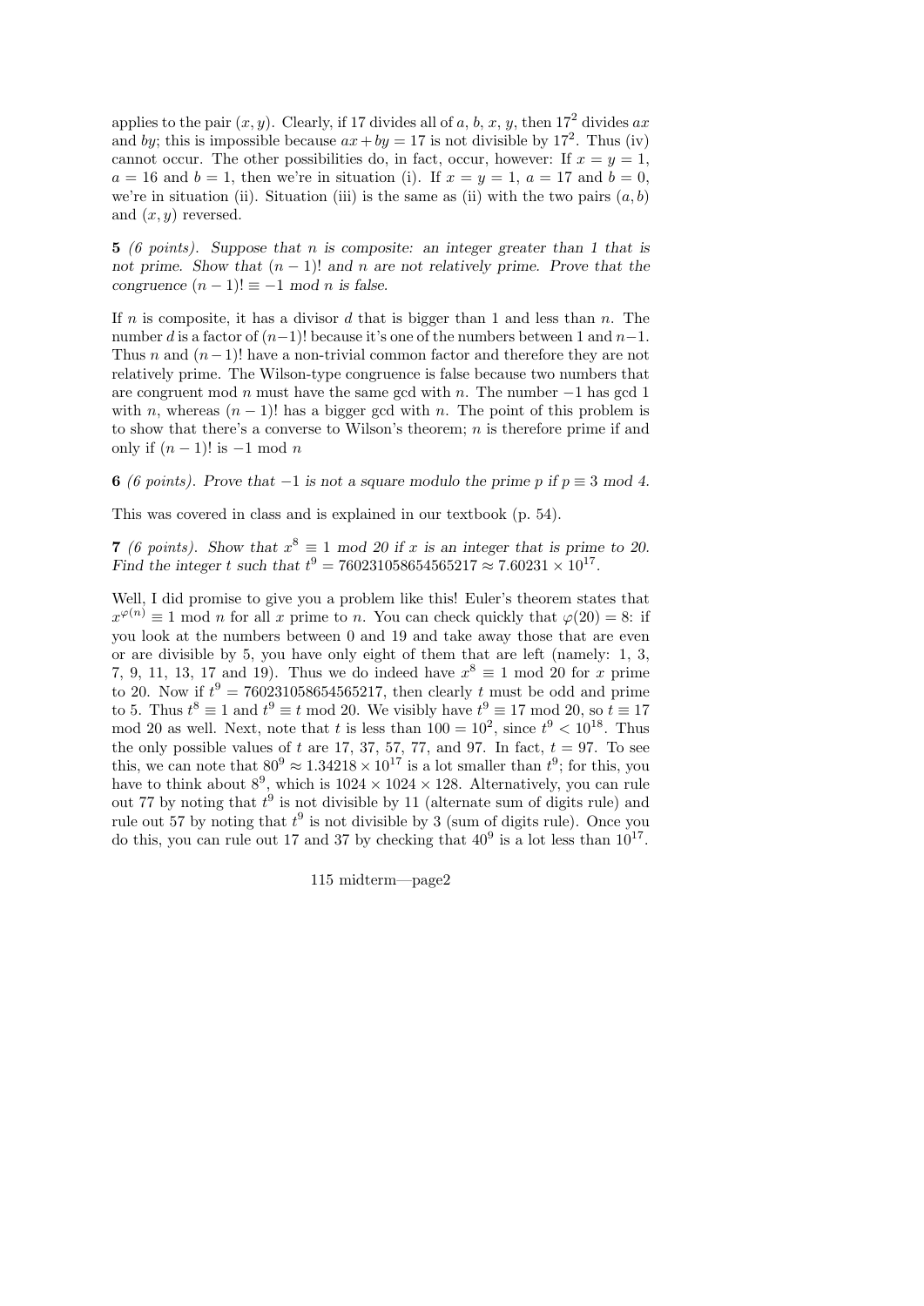applies to the pair $(x, y)$. Clearly, if 17 divides all of $a$, $b$, $x$, $y$, then $17^2$ divides $ax$ and $by$; this is impossible because $ax + by = 17$ is not divisible by $17^2$. Thus (iv) cannot occur. The other possibilities do, in fact, occur, however: If $x = y = 1$, $a = 16$ and $b = 1$, then we're in situation (i). If $x = y = 1$, $a = 17$ and $b = 0$, we're in situation (ii). Situation (iii) is the same as (ii) with the two pairs $(a, b)$ and $(x, y)$ reversed.

**5** *(6 points). Suppose that $n$ is composite: an integer greater than 1 that is not prime. Show that $(n-1)!$ and $n$ are not relatively prime. Prove that the congruence $(n-1)! \equiv -1$ mod $n$ is false.*

If $n$ is composite, it has a divisor $d$ that is bigger than 1 and less than $n$. The number $d$ is a factor of $(n-1)!$ because it's one of the numbers between 1 and $n-1$. Thus $n$ and $(n-1)!$ have a non-trivial common factor and therefore they are not relatively prime. The Wilson-type congruence is false because two numbers that are congruent mod $n$ must have the same gcd with $n$. The number $-1$ has gcd 1 with $n$, whereas $(n-1)!$ has a bigger gcd with $n$. The point of this problem is to show that there's a converse to Wilson's theorem; $n$ is therefore prime if and only if $(n-1)!$ is $-1$ mod $n$

**6** *(6 points). Prove that $-1$ is not a square modulo the prime $p$ if $p \equiv 3$ mod 4.*

This was covered in class and is explained in our textbook (p. 54).

**7** *(6 points). Show that $x^8 \equiv 1$ mod 20 if $x$ is an integer that is prime to 20. Find the integer $t$ such that $t^9 = 760231058654565217 \approx 7.60231 \times 10^{17}$.*

Well, I did promise to give you a problem like this! Euler's theorem states that $x^{\varphi(n)} \equiv 1$ mod $n$ for all $x$ prime to $n$. You can check quickly that $\varphi(20) = 8$: if you look at the numbers between 0 and 19 and take away those that are even or are divisible by 5, you have only eight of them that are left (namely: 1, 3, 7, 9, 11, 13, 17 and 19). Thus we do indeed have $x^8 \equiv 1$ mod 20 for $x$ prime to 20. Now if $t^9 = 760231058654565217$, then clearly $t$ must be odd and prime to 5. Thus $t^8 \equiv 1$ and $t^9 \equiv t$ mod 20. We visibly have $t^9 \equiv 17$ mod 20, so $t \equiv 17$ mod 20 as well. Next, note that $t$ is less than $100 = 10^2$, since $t^9 < 10^{18}$. Thus the only possible values of $t$ are 17, 37, 57, 77, and 97. In fact, $t = 97$. To see this, we can note that $80^9 \approx 1.34218 \times 10^{17}$ is a lot smaller than $t^9$; for this, you have to think about $8^9$, which is $1024 \times 1024 \times 128$. Alternatively, you can rule out 77 by noting that $t^9$ is not divisible by 11 (alternate sum of digits rule) and rule out 57 by noting that $t^9$ is not divisible by 3 (sum of digits rule). Once you do this, you can rule out 17 and 37 by checking that $40^9$ is a lot less than $10^{17}$.